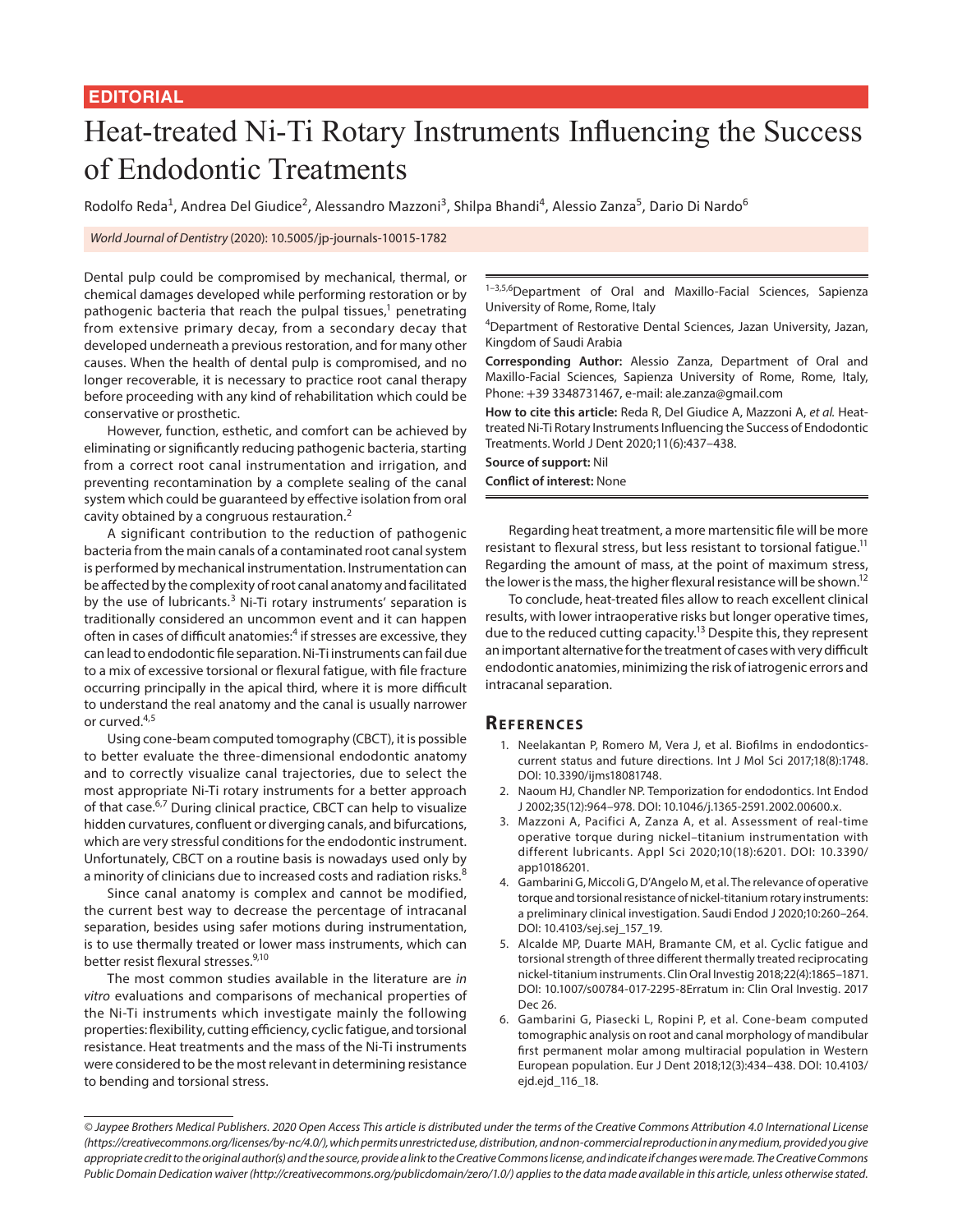EDITORIAL

# Heat-treated Ni-Ti Rotary Instruments Influencing the Success of Endodontic Treatments

Rodolfo Reda[1], Andrea Del Giudice[2], Alessandro Mazzoni[3], Shilpa Bhandi[4], Alessio Zanza[5], Dario Di Nardo[6]

*World Journal of Dentistry* (2020): 10.5005/jp-journals-10015-1782

Dental pulp could be compromised by mechanical, thermal, or chemical damages developed while performing restoration or by pathogenic bacteria that reach the pulpal tissues,[1] penetrating from extensive primary decay, from a secondary decay that developed underneath a previous restoration, and for many other causes. When the health of dental pulp is compromised, and no longer recoverable, it is necessary to practice root canal therapy before proceeding with any kind of rehabilitation which could be conservative or prosthetic.

However, function, esthetic, and comfort can be achieved by eliminating or significantly reducing pathogenic bacteria, starting from a correct root canal instrumentation and irrigation, and preventing recontamination by a complete sealing of the canal system which could be guaranteed by effective isolation from oral cavity obtained by a congruous restauration.[2]

A significant contribution to the reduction of pathogenic bacteria from the main canals of a contaminated root canal system is performed by mechanical instrumentation. Instrumentation can be affected by the complexity of root canal anatomy and facilitated by the use of lubricants.[3] Ni-Ti rotary instruments' separation is traditionally considered an uncommon event and it can happen often in cases of difficult anatomies:[4] if stresses are excessive, they can lead to endodontic file separation. Ni-Ti instruments can fail due to a mix of excessive torsional or flexural fatigue, with file fracture occurring principally in the apical third, where it is more difficult to understand the real anatomy and the canal is usually narrower or curved.[4,5]

Using cone-beam computed tomography (CBCT), it is possible to better evaluate the three-dimensional endodontic anatomy and to correctly visualize canal trajectories, due to select the most appropriate Ni-Ti rotary instruments for a better approach of that case.[6,7] During clinical practice, CBCT can help to visualize hidden curvatures, confluent or diverging canals, and bifurcations, which are very stressful conditions for the endodontic instrument. Unfortunately, CBCT on a routine basis is nowadays used only by a minority of clinicians due to increased costs and radiation risks.[8]

Since canal anatomy is complex and cannot be modified, the current best way to decrease the percentage of intracanal separation, besides using safer motions during instrumentation, is to use thermally treated or lower mass instruments, which can better resist flexural stresses.[9,10]

The most common studies available in the literature are *in vitro* evaluations and comparisons of mechanical properties of the Ni-Ti instruments which investigate mainly the following properties: flexibility, cutting efficiency, cyclic fatigue, and torsional resistance. Heat treatments and the mass of the Ni-Ti instruments were considered to be the most relevant in determining resistance to bending and torsional stress.

[1–3,5,6]Department of Oral and Maxillo-Facial Sciences, Sapienza University of Rome, Rome, Italy

[4]Department of Restorative Dental Sciences, Jazan University, Jazan, Kingdom of Saudi Arabia

**Corresponding Author:** Alessio Zanza, Department of Oral and Maxillo-Facial Sciences, Sapienza University of Rome, Rome, Italy, Phone: +39 3348731467, e-mail: ale.zanza@gmail.com

**How to cite this article:** Reda R, Del Giudice A, Mazzoni A, *et al.* Heat-treated Ni-Ti Rotary Instruments Influencing the Success of Endodontic Treatments. World J Dent 2020;11(6):437–438.

**Source of support:** Nil

**Conflict of interest:** None

Regarding heat treatment, a more martensitic file will be more resistant to flexural stress, but less resistant to torsional fatigue.[11] Regarding the amount of mass, at the point of maximum stress, the lower is the mass, the higher flexural resistance will be shown.[12]

To conclude, heat-treated files allow to reach excellent clinical results, with lower intraoperative risks but longer operative times, due to the reduced cutting capacity.[13] Despite this, they represent an important alternative for the treatment of cases with very difficult endodontic anatomies, minimizing the risk of iatrogenic errors and intracanal separation.

## References

1. Neelakantan P, Romero M, Vera J, et al. Biofilms in endodontics-current status and future directions. Int J Mol Sci 2017;18(8):1748. DOI: 10.3390/ijms18081748.
2. Naoum HJ, Chandler NP. Temporization for endodontics. Int Endod J 2002;35(12):964–978. DOI: 10.1046/j.1365-2591.2002.00600.x.
3. Mazzoni A, Pacifici A, Zanza A, et al. Assessment of real-time operative torque during nickel–titanium instrumentation with different lubricants. Appl Sci 2020;10(18):6201. DOI: 10.3390/app10186201.
4. Gambarini G, Miccoli G, D'Angelo M, et al. The relevance of operative torque and torsional resistance of nickel-titanium rotary instruments: a preliminary clinical investigation. Saudi Endod J 2020;10:260–264. DOI: 10.4103/sej.sej_157_19.
5. Alcalde MP, Duarte MAH, Bramante CM, et al. Cyclic fatigue and torsional strength of three different thermally treated reciprocating nickel-titanium instruments. Clin Oral Investig 2018;22(4):1865–1871. DOI: 10.1007/s00784-017-2295-8Erratum in: Clin Oral Investig. 2017 Dec 26.
6. Gambarini G, Piasecki L, Ropini P, et al. Cone-beam computed tomographic analysis on root and canal morphology of mandibular first permanent molar among multiracial population in Western European population. Eur J Dent 2018;12(3):434–438. DOI: 10.4103/ejd.ejd_116_18.

© Jaypee Brothers Medical Publishers. 2020 Open Access This article is distributed under the terms of the Creative Commons Attribution 4.0 International License (https://creativecommons.org/licenses/by-nc/4.0/), which permits unrestricted use, distribution, and non-commercial reproduction in any medium, provided you give appropriate credit to the original author(s) and the source, provide a link to the Creative Commons license, and indicate if changes were made. The Creative Commons Public Domain Dedication waiver (http://creativecommons.org/publicdomain/zero/1.0/) applies to the data made available in this article, unless otherwise stated.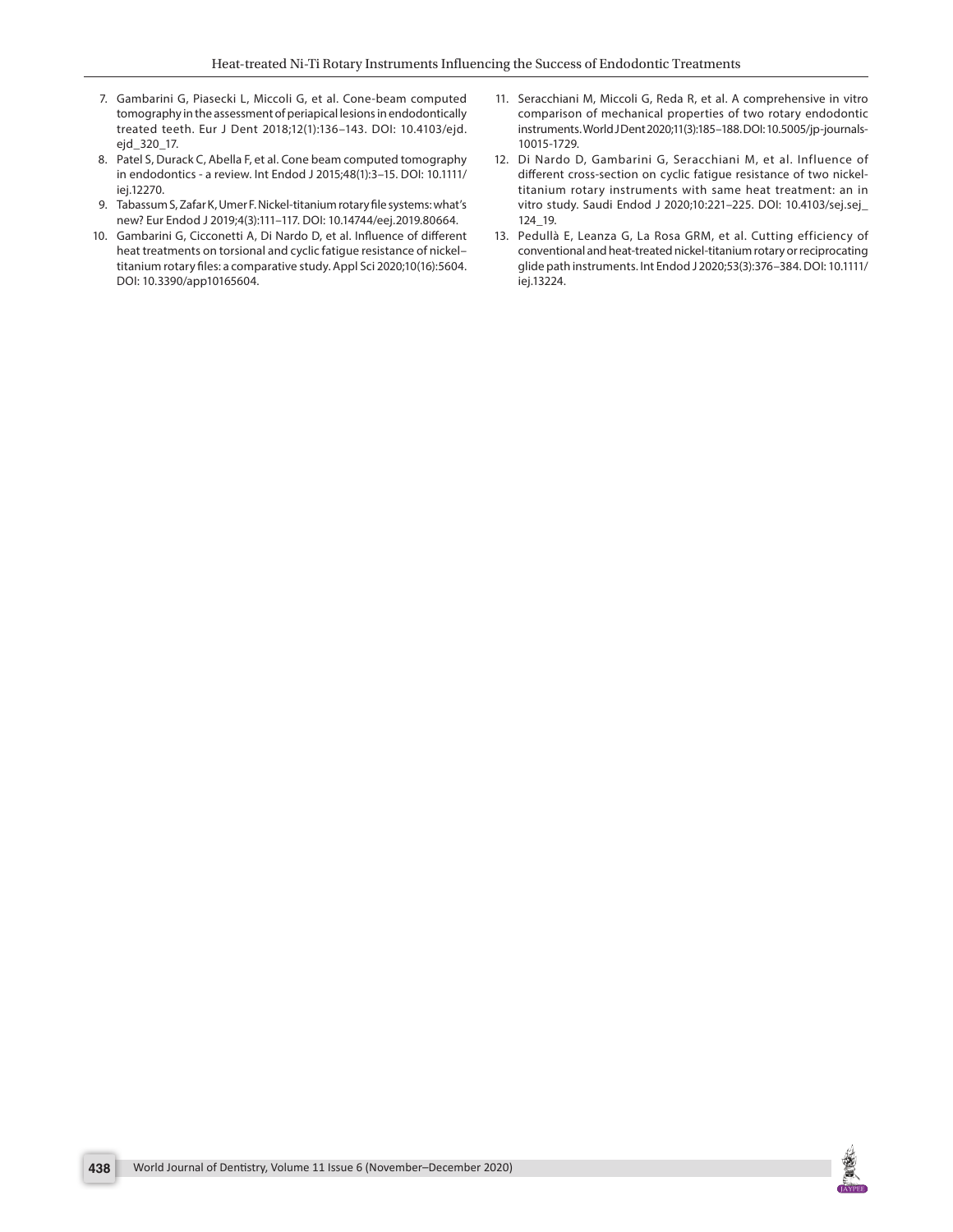7. Gambarini G, Piasecki L, Miccoli G, et al. Cone-beam computed tomography in the assessment of periapical lesions in endodontically treated teeth. Eur J Dent 2018;12(1):136–143. DOI: 10.4103/ejd.ejd_320_17.
8. Patel S, Durack C, Abella F, et al. Cone beam computed tomography in endodontics - a review. Int Endod J 2015;48(1):3–15. DOI: 10.1111/iej.12270.
9. Tabassum S, Zafar K, Umer F. Nickel-titanium rotary file systems: what's new? Eur Endod J 2019;4(3):111–117. DOI: 10.14744/eej.2019.80664.
10. Gambarini G, Cicconetti A, Di Nardo D, et al. Influence of different heat treatments on torsional and cyclic fatigue resistance of nickel–titanium rotary files: a comparative study. Appl Sci 2020;10(16):5604. DOI: 10.3390/app10165604.
11. Seracchiani M, Miccoli G, Reda R, et al. A comprehensive in vitro comparison of mechanical properties of two rotary endodontic instruments. World J Dent 2020;11(3):185–188. DOI: 10.5005/jp-journals-10015-1729.
12. Di Nardo D, Gambarini G, Seracchiani M, et al. Influence of different cross-section on cyclic fatigue resistance of two nickel-titanium rotary instruments with same heat treatment: an in vitro study. Saudi Endod J 2020;10:221–225. DOI: 10.4103/sej.sej_124_19.
13. Pedullà E, Leanza G, La Rosa GRM, et al. Cutting efficiency of conventional and heat-treated nickel-titanium rotary or reciprocating glide path instruments. Int Endod J 2020;53(3):376–384. DOI: 10.1111/iej.13224.